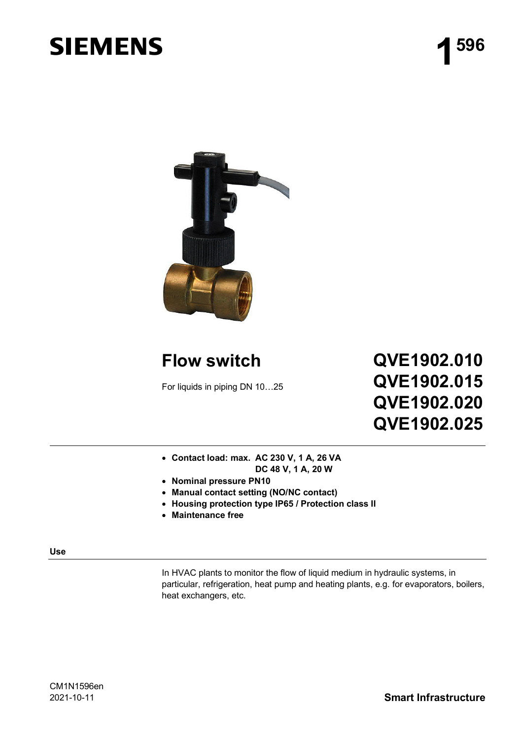# SIEMENS

**1**[596]

# Flow switch

For liquids in piping DN 10…25

**QVE1902.010**
**QVE1902.015**
**QVE1902.020**
**QVE1902.025**

- **Contact load: max. AC 230 V, 1 A, 26 VA**
  **DC 48 V, 1 A, 20 W**
- **Nominal pressure PN10**
- **Manual contact setting (NO/NC contact)**
- **Housing protection type IP65 / Protection class II**
- **Maintenance free**

## Use

In HVAC plants to monitor the flow of liquid medium in hydraulic systems, in particular, refrigeration, heat pump and heating plants, e.g. for evaporators, boilers, heat exchangers, etc.

CM1N1596en
2021-10-11

**Smart Infrastructure**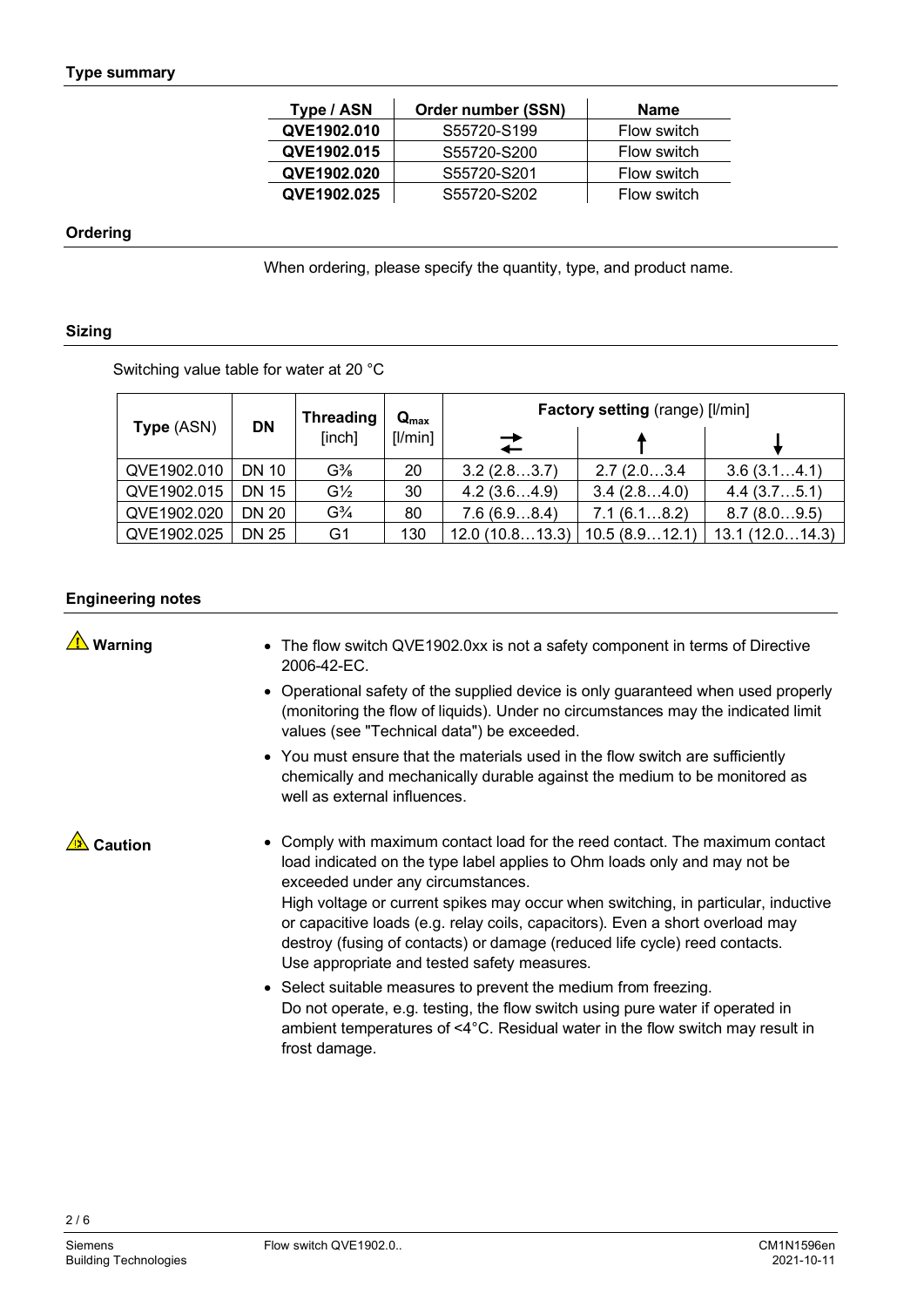## Type summary

| Type / ASN | Order number (SSN) | Name |
|---|---|---|
| **QVE1902.010** | S55720-S199 | Flow switch |
| **QVE1902.015** | S55720-S200 | Flow switch |
| **QVE1902.020** | S55720-S201 | Flow switch |
| **QVE1902.025** | S55720-S202 | Flow switch |

## Ordering

When ordering, please specify the quantity, type, and product name.

## Sizing

Switching value table for water at 20 °C

| **Type** (ASN) | **DN** | **Threading** [inch] | $Q_{max}$ [l/min] | **Factory setting** (range) [l/min] | | |
|---|---|---|---|---|---|---|
| | | | | ⇄ | ↑ | ↓ |
| QVE1902.010 | DN 10 | G⅜ | 20 | 3.2 (2.8…3.7) | 2.7 (2.0…3.4 | 3.6 (3.1…4.1) |
| QVE1902.015 | DN 15 | G½ | 30 | 4.2 (3.6…4.9) | 3.4 (2.8…4.0) | 4.4 (3.7…5.1) |
| QVE1902.020 | DN 20 | G¾ | 80 | 7.6 (6.9…8.4) | 7.1 (6.1…8.2) | 8.7 (8.0…9.5) |
| QVE1902.025 | DN 25 | G1 | 130 | 12.0 (10.8…13.3) | 10.5 (8.9…12.1) | 13.1 (12.0…14.3) |

## Engineering notes

**Warning**

- The flow switch QVE1902.0xx is not a safety component in terms of Directive 2006-42-EC.
- Operational safety of the supplied device is only guaranteed when used properly (monitoring the flow of liquids). Under no circumstances may the indicated limit values (see "Technical data") be exceeded.
- You must ensure that the materials used in the flow switch are sufficiently chemically and mechanically durable against the medium to be monitored as well as external influences.

**Caution**

- Comply with maximum contact load for the reed contact. The maximum contact load indicated on the type label applies to Ohm loads only and may not be exceeded under any circumstances.
  High voltage or current spikes may occur when switching, in particular, inductive or capacitive loads (e.g. relay coils, capacitors). Even a short overload may destroy (fusing of contacts) or damage (reduced life cycle) reed contacts.
  Use appropriate and tested safety measures.
- Select suitable measures to prevent the medium from freezing.
  Do not operate, e.g. testing, the flow switch using pure water if operated in ambient temperatures of <4°C. Residual water in the flow switch may result in frost damage.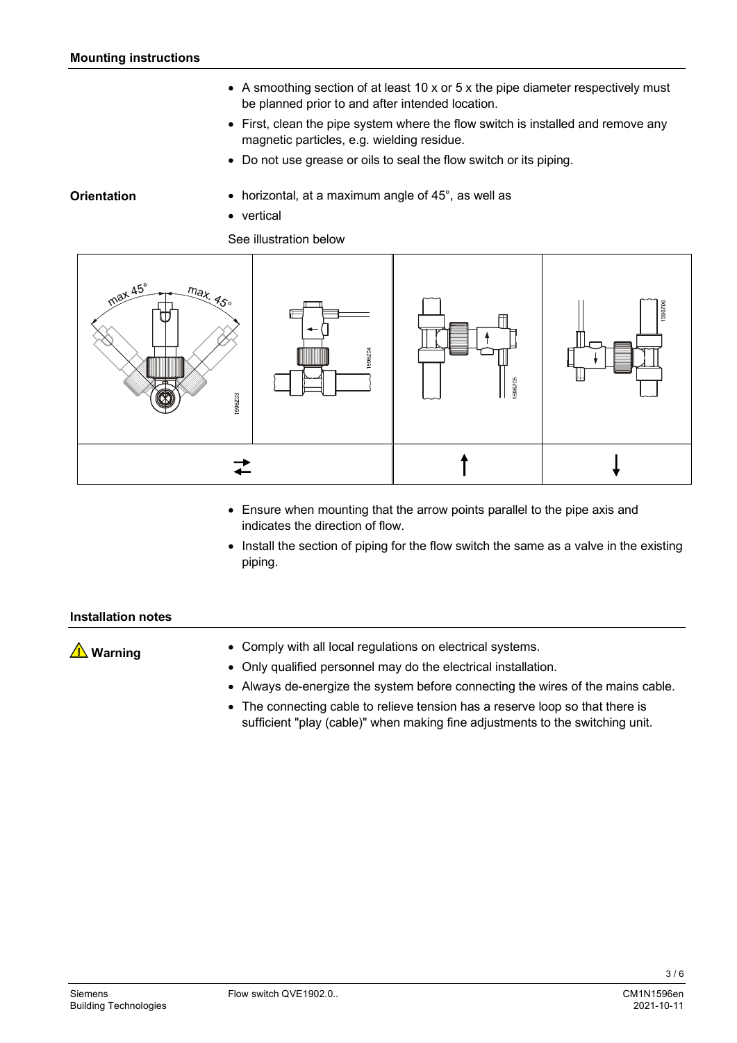## Mounting instructions

- A smoothing section of at least 10 x or 5 x the pipe diameter respectively must be planned prior to and after intended location.
- First, clean the pipe system where the flow switch is installed and remove any magnetic particles, e.g. wielding residue.
- Do not use grease or oils to seal the flow switch or its piping.

**Orientation**

- horizontal, at a maximum angle of 45°, as well as
- vertical

See illustration below

- Ensure when mounting that the arrow points parallel to the pipe axis and indicates the direction of flow.
- Install the section of piping for the flow switch the same as a valve in the existing piping.

## Installation notes

**⚠ Warning**

- Comply with all local regulations on electrical systems.
- Only qualified personnel may do the electrical installation.
- Always de-energize the system before connecting the wires of the mains cable.
- The connecting cable to relieve tension has a reserve loop so that there is sufficient "play (cable)" when making fine adjustments to the switching unit.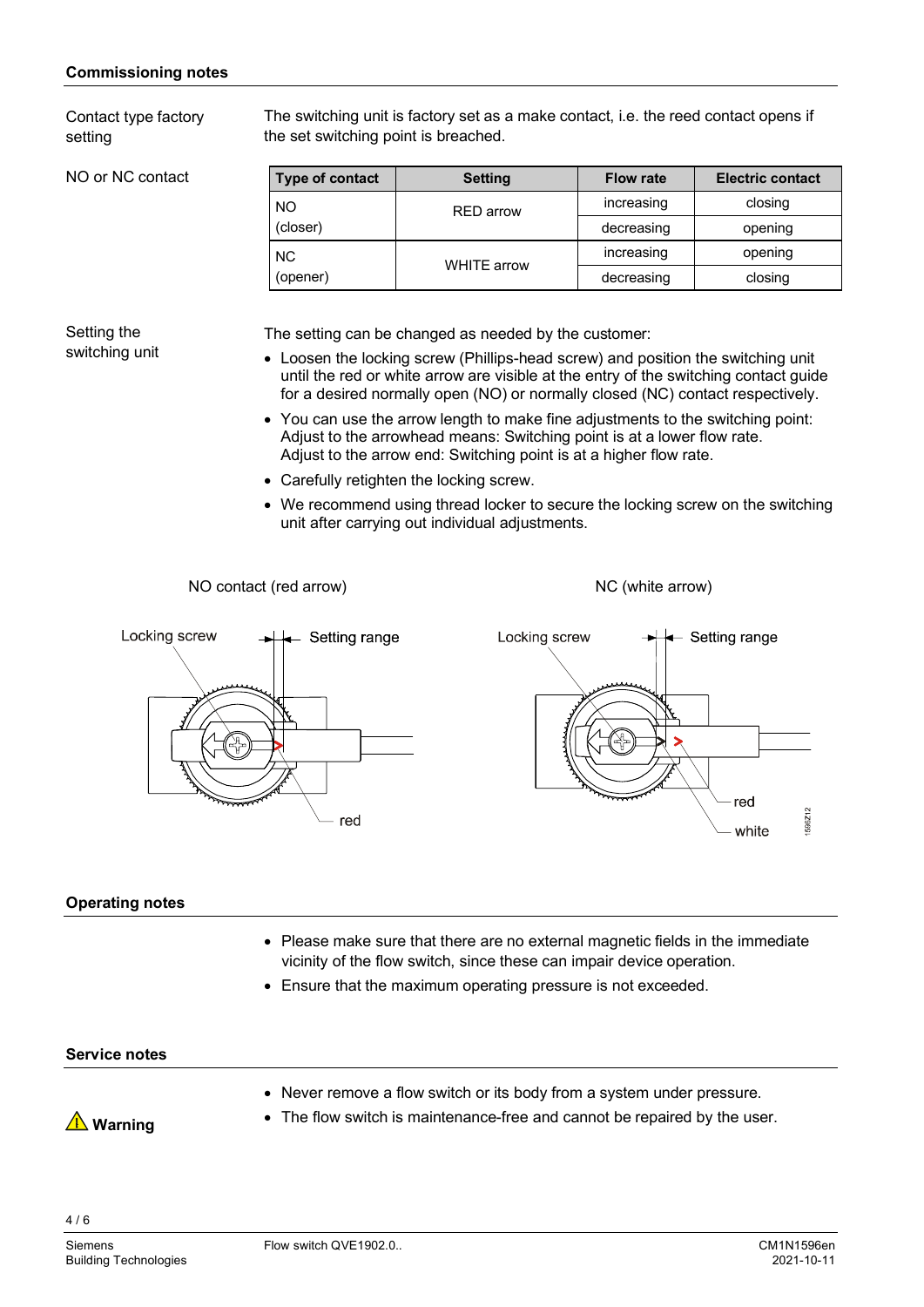## Commissioning notes

**Contact type factory setting**

The switching unit is factory set as a make contact, i.e. the reed contact opens if the set switching point is breached.

**NO or NC contact**

| Type of contact | Setting | Flow rate | Electric contact |
|---|---|---|---|
| NO (closer) | RED arrow | increasing | closing |
| | | decreasing | opening |
| NC (opener) | WHITE arrow | increasing | opening |
| | | decreasing | closing |

**Setting the switching unit**

The setting can be changed as needed by the customer:

- Loosen the locking screw (Phillips-head screw) and position the switching unit until the red or white arrow are visible at the entry of the switching contact guide for a desired normally open (NO) or normally closed (NC) contact respectively.
- You can use the arrow length to make fine adjustments to the switching point: Adjust to the arrowhead means: Switching point is at a lower flow rate. Adjust to the arrow end: Switching point is at a higher flow rate.
- Carefully retighten the locking screw.
- We recommend using thread locker to secure the locking screw on the switching unit after carrying out individual adjustments.

NO contact (red arrow)

Locking screw — Setting range — red

NC (white arrow)

Locking screw — Setting range — red — white

1596Z12

## Operating notes

- Please make sure that there are no external magnetic fields in the immediate vicinity of the flow switch, since these can impair device operation.
- Ensure that the maximum operating pressure is not exceeded.

## Service notes

**⚠ Warning**

- Never remove a flow switch or its body from a system under pressure.
- The flow switch is maintenance-free and cannot be repaired by the user.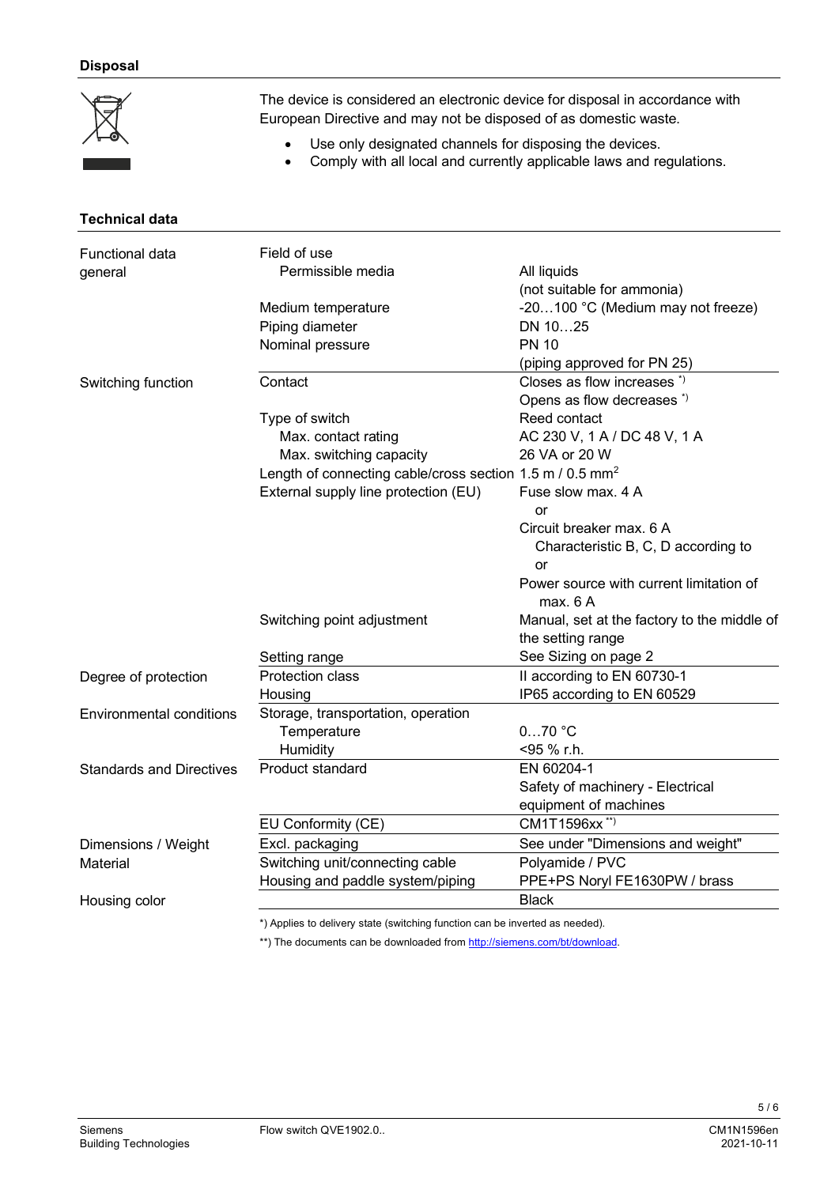## Disposal

The device is considered an electronic device for disposal in accordance with European Directive and may not be disposed of as domestic waste.

- Use only designated channels for disposing the devices.
- Comply with all local and currently applicable laws and regulations.

## Technical data

| | | |
|---|---|---|
| Functional data general | Field of use | |
| | Permissible media | All liquids (not suitable for ammonia) |
| | Medium temperature | -20…100 °C (Medium may not freeze) |
| | Piping diameter | DN 10…25 |
| | Nominal pressure | PN 10 (piping approved for PN 25) |
| Switching function | Contact | Closes as flow increases *) Opens as flow decreases *) |
| | Type of switch | Reed contact |
| | Max. contact rating | AC 230 V, 1 A / DC 48 V, 1 A |
| | Max. switching capacity | 26 VA or 20 W |
| | Length of connecting cable/cross section | 1.5 m / 0.5 mm$^2$ |
| | External supply line protection (EU) | Fuse slow max. 4 A or Circuit breaker max. 6 A Characteristic B, C, D according to or Power source with current limitation of max. 6 A |
| | Switching point adjustment | Manual, set at the factory to the middle of the setting range |
| | Setting range | See Sizing on page 2 |
| Degree of protection | Protection class | II according to EN 60730-1 |
| | Housing | IP65 according to EN 60529 |
| Environmental conditions | Storage, transportation, operation | |
| | Temperature | 0…70 °C |
| | Humidity | <95 % r.h. |
| Standards and Directives | Product standard | EN 60204-1 Safety of machinery - Electrical equipment of machines |
| | EU Conformity (CE) | CM1T1596xx **) |
| Dimensions / Weight | Excl. packaging | See under "Dimensions and weight" |
| Material | Switching unit/connecting cable | Polyamide / PVC |
| | Housing and paddle system/piping | PPE+PS Noryl FE1630PW / brass |
| Housing color | | Black |

*) Applies to delivery state (switching function can be inverted as needed).

**) The documents can be downloaded from http://siemens.com/bt/download.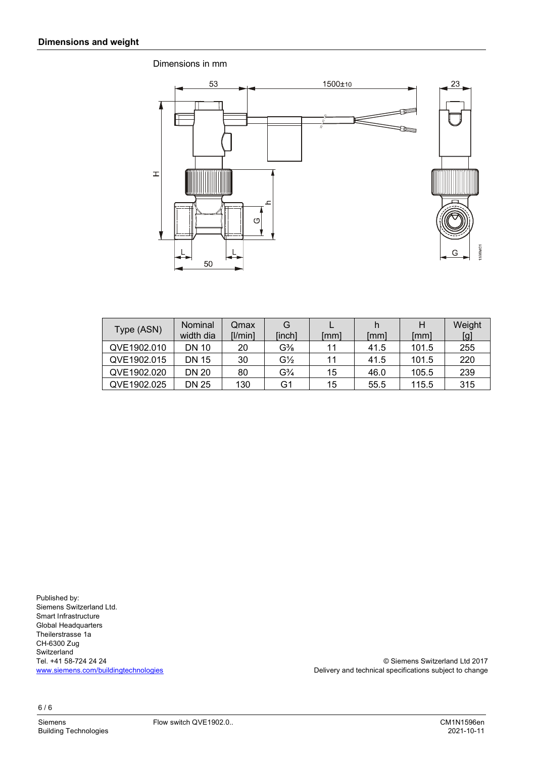## Dimensions and weight

Dimensions in mm

53
1500±10
23
H
h
G
L
L
50
G

| Type (ASN) | Nominal width dia | Qmax [l/min] | G [inch] | L [mm] | h [mm] | H [mm] | Weight [g] |
|---|---|---|---|---|---|---|---|
| QVE1902.010 | DN 10 | 20 | G⅜ | 11 | 41.5 | 101.5 | 255 |
| QVE1902.015 | DN 15 | 30 | G½ | 11 | 41.5 | 101.5 | 220 |
| QVE1902.020 | DN 20 | 80 | G¾ | 15 | 46.0 | 105.5 | 239 |
| QVE1902.025 | DN 25 | 130 | G1 | 15 | 55.5 | 115.5 | 315 |

Published by:
Siemens Switzerland Ltd.
Smart Infrastructure
Global Headquarters
Theilerstrasse 1a
CH-6300 Zug
Switzerland
Tel. +41 58-724 24 24
www.siemens.com/buildingtechnologies

© Siemens Switzerland Ltd 2017
Delivery and technical specifications subject to change